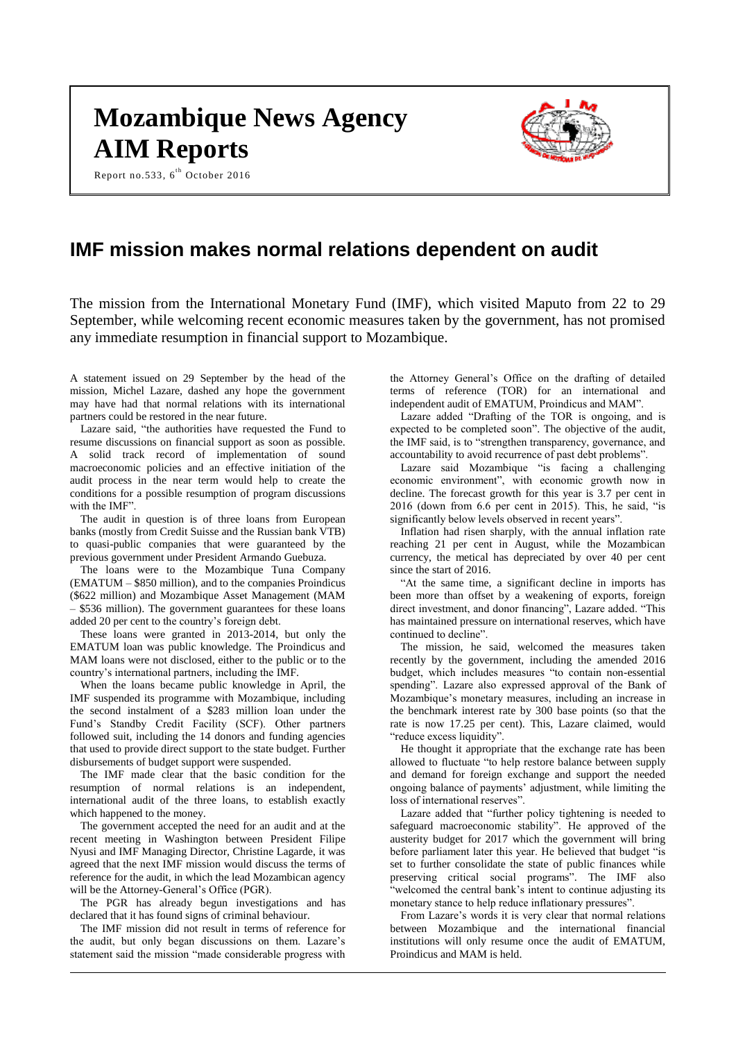# Mozambique News Agency AIM Reports

Report no.533, 6th October 2016

## IMF mission makes normal relations dependent on audit

The mission from the International Monetary Fund (IMF), which visited Maputo from 22 to 29 September, while welcoming recent economic measures taken by the government, has not promised any immediate resumption in financial support to Mozambique.

A statement issued on 29 September by the head of the mission, Michel Lazare, dashed any hope the government may have had that normal relations with its international partners could be restored in the near future.

Lazare said, "the authorities have requested the Fund to resume discussions on financial support as soon as possible. A solid track record of implementation of sound macroeconomic policies and an effective initiation of the audit process in the near term would help to create the conditions for a possible resumption of program discussions with the IMF".

The audit in question is of three loans from European banks (mostly from Credit Suisse and the Russian bank VTB) to quasi-public companies that were guaranteed by the previous government under President Armando Guebuza.

The loans were to the Mozambique Tuna Company (EMATUM – $850 million), and to the companies Proindicus ($622 million) and Mozambique Asset Management (MAM – $536 million). The government guarantees for these loans added 20 per cent to the country's foreign debt.

These loans were granted in 2013-2014, but only the EMATUM loan was public knowledge. The Proindicus and MAM loans were not disclosed, either to the public or to the country's international partners, including the IMF.

When the loans became public knowledge in April, the IMF suspended its programme with Mozambique, including the second instalment of a $283 million loan under the Fund's Standby Credit Facility (SCF). Other partners followed suit, including the 14 donors and funding agencies that used to provide direct support to the state budget. Further disbursements of budget support were suspended.

The IMF made clear that the basic condition for the resumption of normal relations is an independent, international audit of the three loans, to establish exactly which happened to the money.

The government accepted the need for an audit and at the recent meeting in Washington between President Filipe Nyusi and IMF Managing Director, Christine Lagarde, it was agreed that the next IMF mission would discuss the terms of reference for the audit, in which the lead Mozambican agency will be the Attorney-General's Office (PGR).

The PGR has already begun investigations and has declared that it has found signs of criminal behaviour.

The IMF mission did not result in terms of reference for the audit, but only began discussions on them. Lazare's statement said the mission "made considerable progress with the Attorney General's Office on the drafting of detailed terms of reference (TOR) for an international and independent audit of EMATUM, Proindicus and MAM".

Lazare added "Drafting of the TOR is ongoing, and is expected to be completed soon". The objective of the audit, the IMF said, is to "strengthen transparency, governance, and accountability to avoid recurrence of past debt problems".

Lazare said Mozambique "is facing a challenging economic environment", with economic growth now in decline. The forecast growth for this year is 3.7 per cent in 2016 (down from 6.6 per cent in 2015). This, he said, "is significantly below levels observed in recent years".

Inflation had risen sharply, with the annual inflation rate reaching 21 per cent in August, while the Mozambican currency, the metical has depreciated by over 40 per cent since the start of 2016.

"At the same time, a significant decline in imports has been more than offset by a weakening of exports, foreign direct investment, and donor financing", Lazare added. "This has maintained pressure on international reserves, which have continued to decline".

The mission, he said, welcomed the measures taken recently by the government, including the amended 2016 budget, which includes measures "to contain non-essential spending". Lazare also expressed approval of the Bank of Mozambique's monetary measures, including an increase in the benchmark interest rate by 300 base points (so that the rate is now 17.25 per cent). This, Lazare claimed, would "reduce excess liquidity".

He thought it appropriate that the exchange rate has been allowed to fluctuate "to help restore balance between supply and demand for foreign exchange and support the needed ongoing balance of payments' adjustment, while limiting the loss of international reserves".

Lazare added that "further policy tightening is needed to safeguard macroeconomic stability". He approved of the austerity budget for 2017 which the government will bring before parliament later this year. He believed that budget "is set to further consolidate the state of public finances while preserving critical social programs". The IMF also "welcomed the central bank's intent to continue adjusting its monetary stance to help reduce inflationary pressures".

From Lazare's words it is very clear that normal relations between Mozambique and the international financial institutions will only resume once the audit of EMATUM, Proindicus and MAM is held.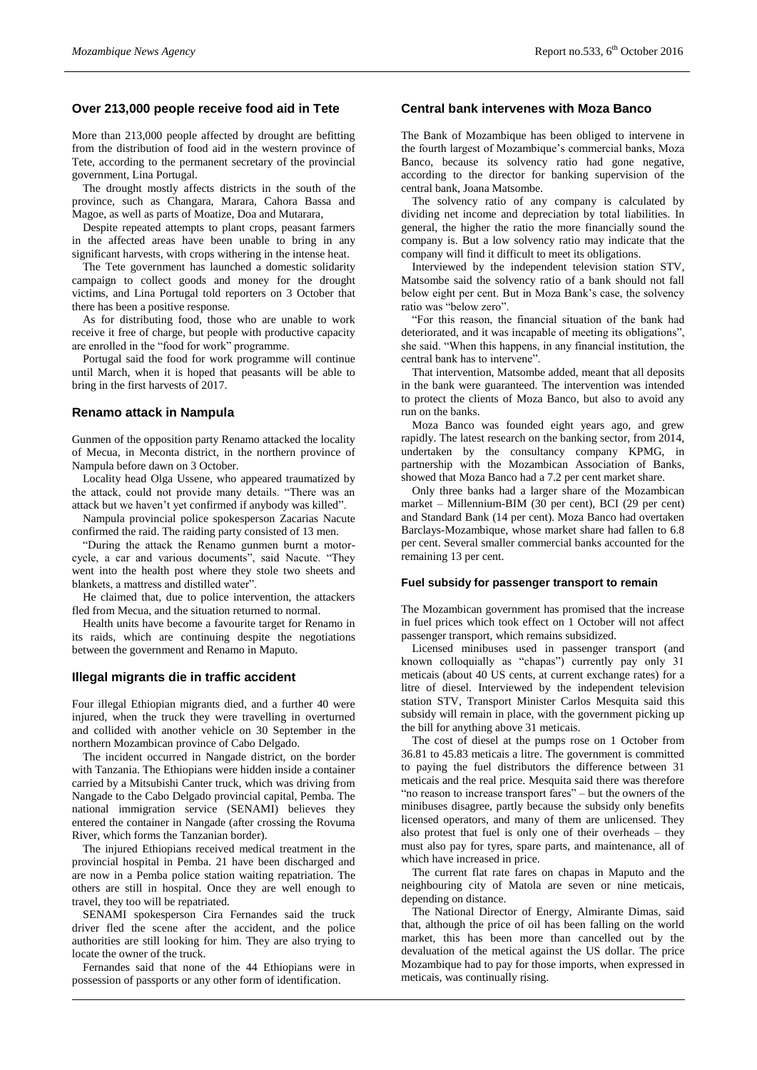## Over 213,000 people receive food aid in Tete

More than 213,000 people affected by drought are befitting from the distribution of food aid in the western province of Tete, according to the permanent secretary of the provincial government, Lina Portugal.

The drought mostly affects districts in the south of the province, such as Changara, Marara, Cahora Bassa and Magoe, as well as parts of Moatize, Doa and Mutarara,

Despite repeated attempts to plant crops, peasant farmers in the affected areas have been unable to bring in any significant harvests, with crops withering in the intense heat.

The Tete government has launched a domestic solidarity campaign to collect goods and money for the drought victims, and Lina Portugal told reporters on 3 October that there has been a positive response.

As for distributing food, those who are unable to work receive it free of charge, but people with productive capacity are enrolled in the "food for work" programme.

Portugal said the food for work programme will continue until March, when it is hoped that peasants will be able to bring in the first harvests of 2017.

## Renamo attack in Nampula

Gunmen of the opposition party Renamo attacked the locality of Mecua, in Meconta district, in the northern province of Nampula before dawn on 3 October.

Locality head Olga Ussene, who appeared traumatized by the attack, could not provide many details. "There was an attack but we haven't yet confirmed if anybody was killed".

Nampula provincial police spokesperson Zacarias Nacute confirmed the raid. The raiding party consisted of 13 men.

"During the attack the Renamo gunmen burnt a motor-cycle, a car and various documents", said Nacute. "They went into the health post where they stole two sheets and blankets, a mattress and distilled water".

He claimed that, due to police intervention, the attackers fled from Mecua, and the situation returned to normal.

Health units have become a favourite target for Renamo in its raids, which are continuing despite the negotiations between the government and Renamo in Maputo.

## Illegal migrants die in traffic accident

Four illegal Ethiopian migrants died, and a further 40 were injured, when the truck they were travelling in overturned and collided with another vehicle on 30 September in the northern Mozambican province of Cabo Delgado.

The incident occurred in Nangade district, on the border with Tanzania. The Ethiopians were hidden inside a container carried by a Mitsubishi Canter truck, which was driving from Nangade to the Cabo Delgado provincial capital, Pemba. The national immigration service (SENAMI) believes they entered the container in Nangade (after crossing the Rovuma River, which forms the Tanzanian border).

The injured Ethiopians received medical treatment in the provincial hospital in Pemba. 21 have been discharged and are now in a Pemba police station waiting repatriation. The others are still in hospital. Once they are well enough to travel, they too will be repatriated.

SENAMI spokesperson Cira Fernandes said the truck driver fled the scene after the accident, and the police authorities are still looking for him. They are also trying to locate the owner of the truck.

Fernandes said that none of the 44 Ethiopians were in possession of passports or any other form of identification.

## Central bank intervenes with Moza Banco

The Bank of Mozambique has been obliged to intervene in the fourth largest of Mozambique's commercial banks, Moza Banco, because its solvency ratio had gone negative, according to the director for banking supervision of the central bank, Joana Matsombe.

The solvency ratio of any company is calculated by dividing net income and depreciation by total liabilities. In general, the higher the ratio the more financially sound the company is. But a low solvency ratio may indicate that the company will find it difficult to meet its obligations.

Interviewed by the independent television station STV, Matsombe said the solvency ratio of a bank should not fall below eight per cent. But in Moza Bank's case, the solvency ratio was "below zero".

"For this reason, the financial situation of the bank had deteriorated, and it was incapable of meeting its obligations", she said. "When this happens, in any financial institution, the central bank has to intervene".

That intervention, Matsombe added, meant that all deposits in the bank were guaranteed. The intervention was intended to protect the clients of Moza Banco, but also to avoid any run on the banks.

Moza Banco was founded eight years ago, and grew rapidly. The latest research on the banking sector, from 2014, undertaken by the consultancy company KPMG, in partnership with the Mozambican Association of Banks, showed that Moza Banco had a 7.2 per cent market share.

Only three banks had a larger share of the Mozambican market – Millennium-BIM (30 per cent), BCI (29 per cent) and Standard Bank (14 per cent). Moza Banco had overtaken Barclays-Mozambique, whose market share had fallen to 6.8 per cent. Several smaller commercial banks accounted for the remaining 13 per cent.

### Fuel subsidy for passenger transport to remain

The Mozambican government has promised that the increase in fuel prices which took effect on 1 October will not affect passenger transport, which remains subsidized.

Licensed minibuses used in passenger transport (and known colloquially as "chapas") currently pay only 31 meticais (about 40 US cents, at current exchange rates) for a litre of diesel. Interviewed by the independent television station STV, Transport Minister Carlos Mesquita said this subsidy will remain in place, with the government picking up the bill for anything above 31 meticais.

The cost of diesel at the pumps rose on 1 October from 36.81 to 45.83 meticais a litre. The government is committed to paying the fuel distributors the difference between 31 meticais and the real price. Mesquita said there was therefore "no reason to increase transport fares" – but the owners of the minibuses disagree, partly because the subsidy only benefits licensed operators, and many of them are unlicensed. They also protest that fuel is only one of their overheads – they must also pay for tyres, spare parts, and maintenance, all of which have increased in price.

The current flat rate fares on chapas in Maputo and the neighbouring city of Matola are seven or nine meticais, depending on distance.

The National Director of Energy, Almirante Dimas, said that, although the price of oil has been falling on the world market, this has been more than cancelled out by the devaluation of the metical against the US dollar. The price Mozambique had to pay for those imports, when expressed in meticais, was continually rising.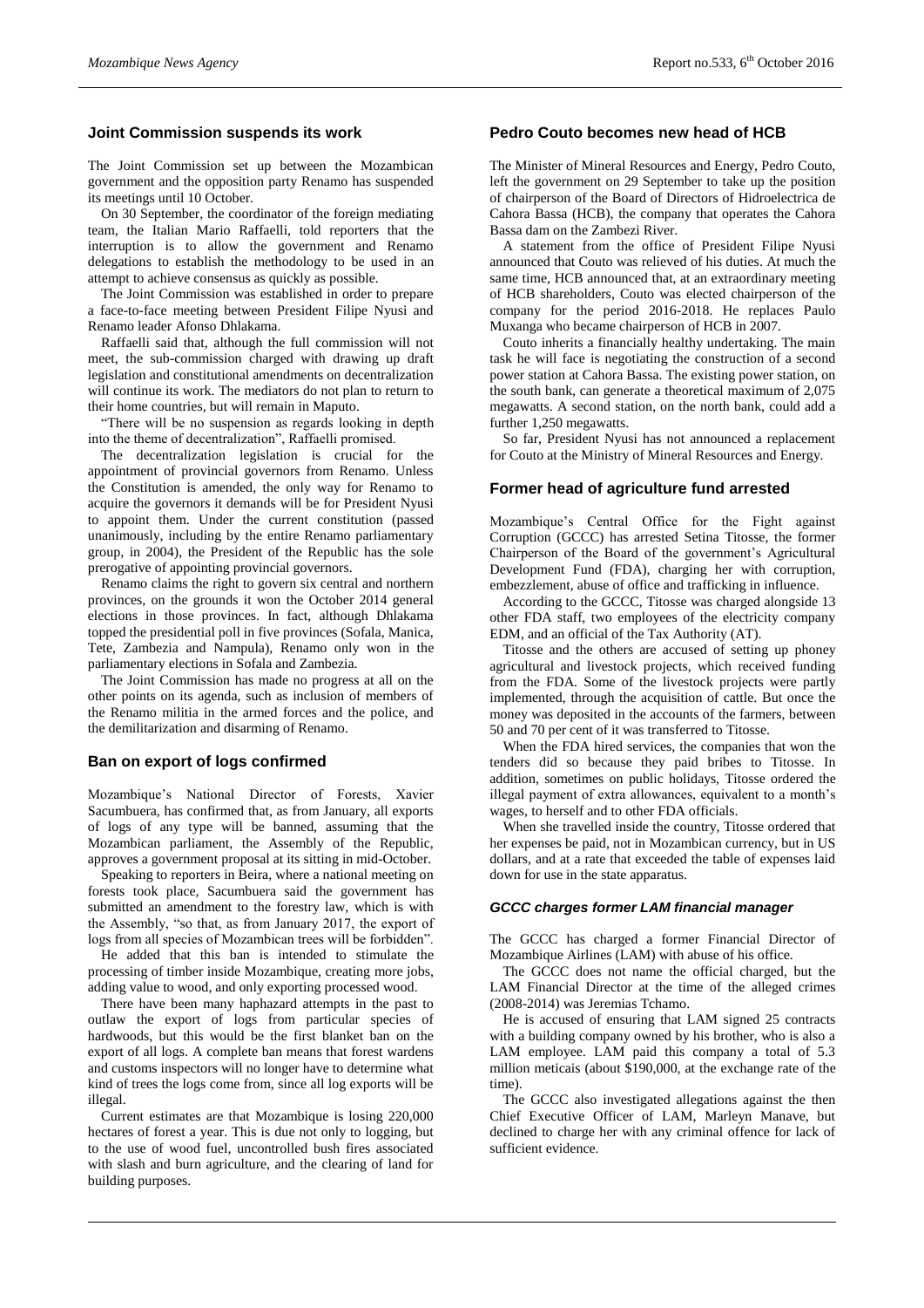## Joint Commission suspends its work

The Joint Commission set up between the Mozambican government and the opposition party Renamo has suspended its meetings until 10 October.

On 30 September, the coordinator of the foreign mediating team, the Italian Mario Raffaelli, told reporters that the interruption is to allow the government and Renamo delegations to establish the methodology to be used in an attempt to achieve consensus as quickly as possible.

The Joint Commission was established in order to prepare a face-to-face meeting between President Filipe Nyusi and Renamo leader Afonso Dhlakama.

Raffaelli said that, although the full commission will not meet, the sub-commission charged with drawing up draft legislation and constitutional amendments on decentralization will continue its work. The mediators do not plan to return to their home countries, but will remain in Maputo.

"There will be no suspension as regards looking in depth into the theme of decentralization", Raffaelli promised.

The decentralization legislation is crucial for the appointment of provincial governors from Renamo. Unless the Constitution is amended, the only way for Renamo to acquire the governors it demands will be for President Nyusi to appoint them. Under the current constitution (passed unanimously, including by the entire Renamo parliamentary group, in 2004), the President of the Republic has the sole prerogative of appointing provincial governors.

Renamo claims the right to govern six central and northern provinces, on the grounds it won the October 2014 general elections in those provinces. In fact, although Dhlakama topped the presidential poll in five provinces (Sofala, Manica, Tete, Zambezia and Nampula), Renamo only won in the parliamentary elections in Sofala and Zambezia.

The Joint Commission has made no progress at all on the other points on its agenda, such as inclusion of members of the Renamo militia in the armed forces and the police, and the demilitarization and disarming of Renamo.

## Ban on export of logs confirmed

Mozambique's National Director of Forests, Xavier Sacumbuera, has confirmed that, as from January, all exports of logs of any type will be banned, assuming that the Mozambican parliament, the Assembly of the Republic, approves a government proposal at its sitting in mid-October.

Speaking to reporters in Beira, where a national meeting on forests took place, Sacumbuera said the government has submitted an amendment to the forestry law, which is with the Assembly, "so that, as from January 2017, the export of logs from all species of Mozambican trees will be forbidden".

He added that this ban is intended to stimulate the processing of timber inside Mozambique, creating more jobs, adding value to wood, and only exporting processed wood.

There have been many haphazard attempts in the past to outlaw the export of logs from particular species of hardwoods, but this would be the first blanket ban on the export of all logs. A complete ban means that forest wardens and customs inspectors will no longer have to determine what kind of trees the logs come from, since all log exports will be illegal.

Current estimates are that Mozambique is losing 220,000 hectares of forest a year. This is due not only to logging, but to the use of wood fuel, uncontrolled bush fires associated with slash and burn agriculture, and the clearing of land for building purposes.

## Pedro Couto becomes new head of HCB

The Minister of Mineral Resources and Energy, Pedro Couto, left the government on 29 September to take up the position of chairperson of the Board of Directors of Hidroelectrica de Cahora Bassa (HCB), the company that operates the Cahora Bassa dam on the Zambezi River.

A statement from the office of President Filipe Nyusi announced that Couto was relieved of his duties. At much the same time, HCB announced that, at an extraordinary meeting of HCB shareholders, Couto was elected chairperson of the company for the period 2016-2018. He replaces Paulo Muxanga who became chairperson of HCB in 2007.

Couto inherits a financially healthy undertaking. The main task he will face is negotiating the construction of a second power station at Cahora Bassa. The existing power station, on the south bank, can generate a theoretical maximum of 2,075 megawatts. A second station, on the north bank, could add a further 1,250 megawatts.

So far, President Nyusi has not announced a replacement for Couto at the Ministry of Mineral Resources and Energy.

## Former head of agriculture fund arrested

Mozambique's Central Office for the Fight against Corruption (GCCC) has arrested Setina Titosse, the former Chairperson of the Board of the government's Agricultural Development Fund (FDA), charging her with corruption, embezzlement, abuse of office and trafficking in influence.

According to the GCCC, Titosse was charged alongside 13 other FDA staff, two employees of the electricity company EDM, and an official of the Tax Authority (AT).

Titosse and the others are accused of setting up phoney agricultural and livestock projects, which received funding from the FDA. Some of the livestock projects were partly implemented, through the acquisition of cattle. But once the money was deposited in the accounts of the farmers, between 50 and 70 per cent of it was transferred to Titosse.

When the FDA hired services, the companies that won the tenders did so because they paid bribes to Titosse. In addition, sometimes on public holidays, Titosse ordered the illegal payment of extra allowances, equivalent to a month's wages, to herself and to other FDA officials.

When she travelled inside the country, Titosse ordered that her expenses be paid, not in Mozambican currency, but in US dollars, and at a rate that exceeded the table of expenses laid down for use in the state apparatus.

### *GCCC charges former LAM financial manager*

The GCCC has charged a former Financial Director of Mozambique Airlines (LAM) with abuse of his office.

The GCCC does not name the official charged, but the LAM Financial Director at the time of the alleged crimes (2008-2014) was Jeremias Tchamo.

He is accused of ensuring that LAM signed 25 contracts with a building company owned by his brother, who is also a LAM employee. LAM paid this company a total of 5.3 million meticais (about $190,000, at the exchange rate of the time).

The GCCC also investigated allegations against the then Chief Executive Officer of LAM, Marleyn Manave, but declined to charge her with any criminal offence for lack of sufficient evidence.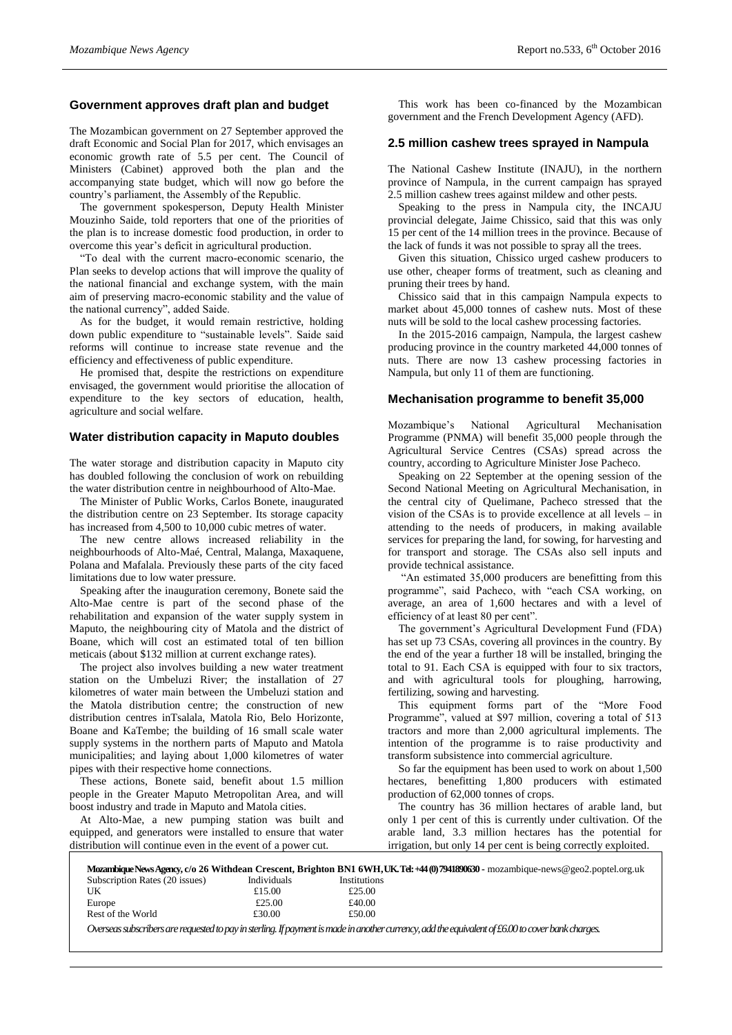## Government approves draft plan and budget

The Mozambican government on 27 September approved the draft Economic and Social Plan for 2017, which envisages an economic growth rate of 5.5 per cent. The Council of Ministers (Cabinet) approved both the plan and the accompanying state budget, which will now go before the country's parliament, the Assembly of the Republic.

The government spokesperson, Deputy Health Minister Mouzinho Saide, told reporters that one of the priorities of the plan is to increase domestic food production, in order to overcome this year's deficit in agricultural production.

"To deal with the current macro-economic scenario, the Plan seeks to develop actions that will improve the quality of the national financial and exchange system, with the main aim of preserving macro-economic stability and the value of the national currency", added Saide.

As for the budget, it would remain restrictive, holding down public expenditure to "sustainable levels". Saide said reforms will continue to increase state revenue and the efficiency and effectiveness of public expenditure.

He promised that, despite the restrictions on expenditure envisaged, the government would prioritise the allocation of expenditure to the key sectors of education, health, agriculture and social welfare.

## Water distribution capacity in Maputo doubles

The water storage and distribution capacity in Maputo city has doubled following the conclusion of work on rebuilding the water distribution centre in neighbourhood of Alto-Mae.

The Minister of Public Works, Carlos Bonete, inaugurated the distribution centre on 23 September. Its storage capacity has increased from 4,500 to 10,000 cubic metres of water.

The new centre allows increased reliability in the neighbourhoods of Alto-Maé, Central, Malanga, Maxaquene, Polana and Mafalala. Previously these parts of the city faced limitations due to low water pressure.

Speaking after the inauguration ceremony, Bonete said the Alto-Mae centre is part of the second phase of the rehabilitation and expansion of the water supply system in Maputo, the neighbouring city of Matola and the district of Boane, which will cost an estimated total of ten billion meticais (about \$132 million at current exchange rates).

The project also involves building a new water treatment station on the Umbeluzi River; the installation of 27 kilometres of water main between the Umbeluzi station and the Matola distribution centre; the construction of new distribution centres inTsalala, Matola Rio, Belo Horizonte, Boane and KaTembe; the building of 16 small scale water supply systems in the northern parts of Maputo and Matola municipalities; and laying about 1,000 kilometres of water pipes with their respective home connections.

These actions, Bonete said, benefit about 1.5 million people in the Greater Maputo Metropolitan Area, and will boost industry and trade in Maputo and Matola cities.

At Alto-Mae, a new pumping station was built and equipped, and generators were installed to ensure that water distribution will continue even in the event of a power cut.

This work has been co-financed by the Mozambican government and the French Development Agency (AFD).

## 2.5 million cashew trees sprayed in Nampula

The National Cashew Institute (INAJU), in the northern province of Nampula, in the current campaign has sprayed 2.5 million cashew trees against mildew and other pests.

Speaking to the press in Nampula city, the INCAJU provincial delegate, Jaime Chissico, said that this was only 15 per cent of the 14 million trees in the province. Because of the lack of funds it was not possible to spray all the trees.

Given this situation, Chissico urged cashew producers to use other, cheaper forms of treatment, such as cleaning and pruning their trees by hand.

Chissico said that in this campaign Nampula expects to market about 45,000 tonnes of cashew nuts. Most of these nuts will be sold to the local cashew processing factories.

In the 2015-2016 campaign, Nampula, the largest cashew producing province in the country marketed 44,000 tonnes of nuts. There are now 13 cashew processing factories in Nampula, but only 11 of them are functioning.

## Mechanisation programme to benefit 35,000

Mozambique's National Agricultural Mechanisation Programme (PNMA) will benefit 35,000 people through the Agricultural Service Centres (CSAs) spread across the country, according to Agriculture Minister Jose Pacheco.

Speaking on 22 September at the opening session of the Second National Meeting on Agricultural Mechanisation, in the central city of Quelimane, Pacheco stressed that the vision of the CSAs is to provide excellence at all levels – in attending to the needs of producers, in making available services for preparing the land, for sowing, for harvesting and for transport and storage. The CSAs also sell inputs and provide technical assistance.

"An estimated 35,000 producers are benefitting from this programme", said Pacheco, with "each CSA working, on average, an area of 1,600 hectares and with a level of efficiency of at least 80 per cent".

The government's Agricultural Development Fund (FDA) has set up 73 CSAs, covering all provinces in the country. By the end of the year a further 18 will be installed, bringing the total to 91. Each CSA is equipped with four to six tractors, and with agricultural tools for ploughing, harrowing, fertilizing, sowing and harvesting.

This equipment forms part of the "More Food Programme", valued at \$97 million, covering a total of 513 tractors and more than 2,000 agricultural implements. The intention of the programme is to raise productivity and transform subsistence into commercial agriculture.

So far the equipment has been used to work on about 1,500 hectares, benefitting 1,800 producers with estimated production of 62,000 tonnes of crops.

The country has 36 million hectares of arable land, but only 1 per cent of this is currently under cultivation. Of the arable land, 3.3 million hectares has the potential for irrigation, but only 14 per cent is being correctly exploited.

**Mozambique News Agency, c/o 26 Withdean Crescent, Brighton BN1 6WH, UK. Tel: +44 (0) 7941890630** - mozambique-news@geo2.poptel.org.uk

| Subscription Rates (20 issues) | Individuals | Institutions |
|---|---|---|
| UK | £15.00 | £25.00 |
| Europe | £25.00 | £40.00 |
| Rest of the World | £30.00 | £50.00 |

*Overseas subscribers are requested to pay in sterling. If payment is made in another currency, add the equivalent of £6.00 to cover bank charges.*